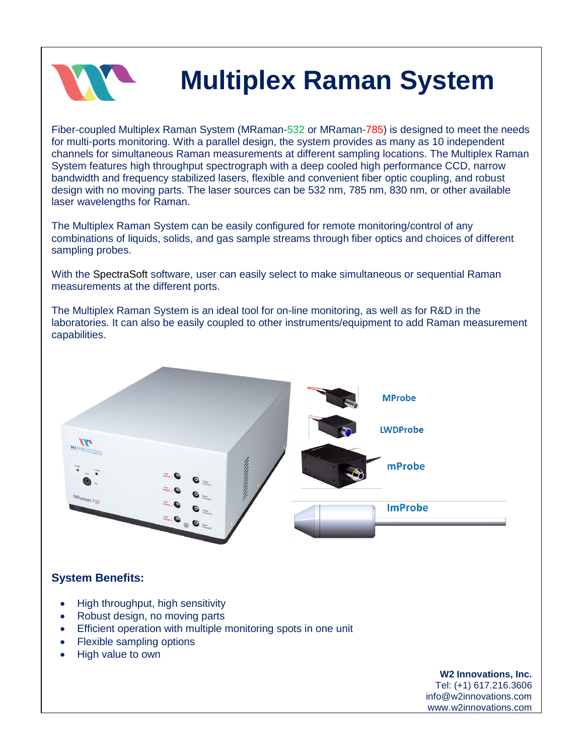# Multiplex Raman System

Fiber-coupled Multiplex Raman System (MRaman-532 or MRaman-785) is designed to meet the needs for multi-ports monitoring. With a parallel design, the system provides as many as 10 independent channels for simultaneous Raman measurements at different sampling locations. The Multiplex Raman System features high throughput spectrograph with a deep cooled high performance CCD, narrow bandwidth and frequency stabilized lasers, flexible and convenient fiber optic coupling, and robust design with no moving parts. The laser sources can be 532 nm, 785 nm, 830 nm, or other available laser wavelengths for Raman.

The Multiplex Raman System can be easily configured for remote monitoring/control of any combinations of liquids, solids, and gas sample streams through fiber optics and choices of different sampling probes.

With the SpectraSoft software, user can easily select to make simultaneous or sequential Raman measurements at the different ports.

The Multiplex Raman System is an ideal tool for on-line monitoring, as well as for R&D in the laboratories. It can also be easily coupled to other instruments/equipment to add Raman measurement capabilities.

MProbe

LWDProbe

mProbe

ImProbe

### System Benefits:

- High throughput, high sensitivity
- Robust design, no moving parts
- Efficient operation with multiple monitoring spots in one unit
- Flexible sampling options
- High value to own

**W2 Innovations, Inc.**
Tel: (+1) 617.216.3606
info@w2innovations.com
www.w2innovations.com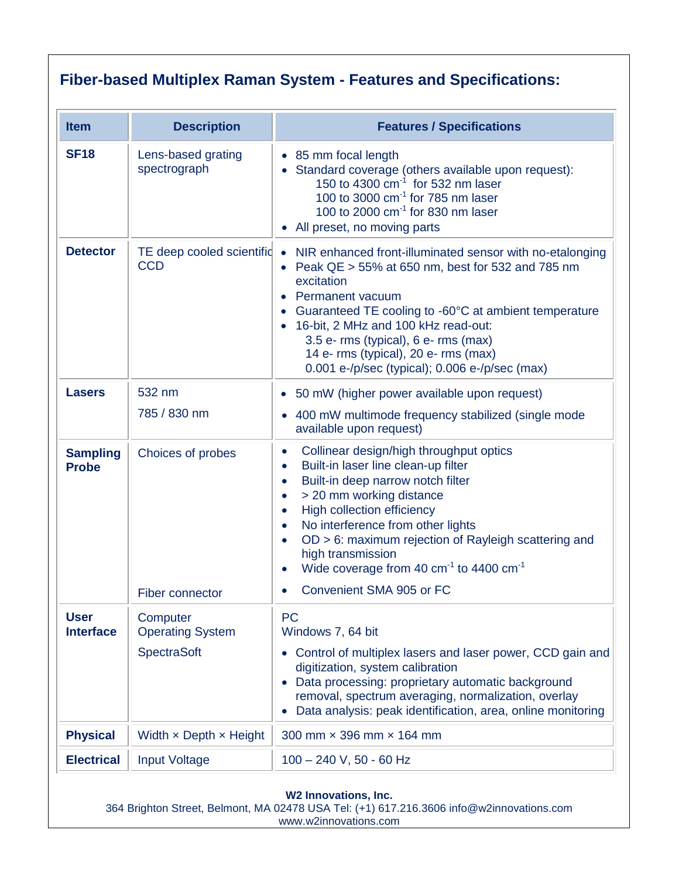## Fiber-based Multiplex Raman System - Features and Specifications:

| Item | Description | Features / Specifications |
|---|---|---|
| **SF18** | Lens-based grating spectrograph | • 85 mm focal length<br>• Standard coverage (others available upon request):<br>150 to 4300 $cm^{-1}$ for 532 nm laser<br>100 to 3000 $cm^{-1}$ for 785 nm laser<br>100 to 2000 $cm^{-1}$ for 830 nm laser<br>• All preset, no moving parts |
| **Detector** | TE deep cooled scientific CCD | • NIR enhanced front-illuminated sensor with no-etalonging<br>• Peak QE > 55% at 650 nm, best for 532 and 785 nm excitation<br>• Permanent vacuum<br>• Guaranteed TE cooling to -60°C at ambient temperature<br>• 16-bit, 2 MHz and 100 kHz read-out:<br>3.5 e- rms (typical), 6 e- rms (max)<br>14 e- rms (typical), 20 e- rms (max)<br>0.001 e-/p/sec (typical); 0.006 e-/p/sec (max) |
| **Lasers** | 532 nm<br>785 / 830 nm | • 50 mW (higher power available upon request)<br>• 400 mW multimode frequency stabilized (single mode available upon request) |
| **Sampling Probe** | Choices of probes<br><br>Fiber connector | • Collinear design/high throughput optics<br>• Built-in laser line clean-up filter<br>• Built-in deep narrow notch filter<br>• > 20 mm working distance<br>• High collection efficiency<br>• No interference from other lights<br>• OD > 6: maximum rejection of Rayleigh scattering and high transmission<br>• Wide coverage from 40 $cm^{-1}$ to 4400 $cm^{-1}$<br>• Convenient SMA 905 or FC |
| **User Interface** | Computer<br>Operating System<br>SpectraSoft | PC<br>Windows 7, 64 bit<br>• Control of multiplex lasers and laser power, CCD gain and digitization, system calibration<br>• Data processing: proprietary automatic background removal, spectrum averaging, normalization, overlay<br>• Data analysis: peak identification, area, online monitoring |
| **Physical** | Width × Depth × Height | 300 mm × 396 mm × 164 mm |
| **Electrical** | Input Voltage | 100 – 240 V, 50 - 60 Hz |

**W2 Innovations, Inc.**
364 Brighton Street, Belmont, MA 02478 USA Tel: (+1) 617.216.3606 info@w2innovations.com
www.w2innovations.com